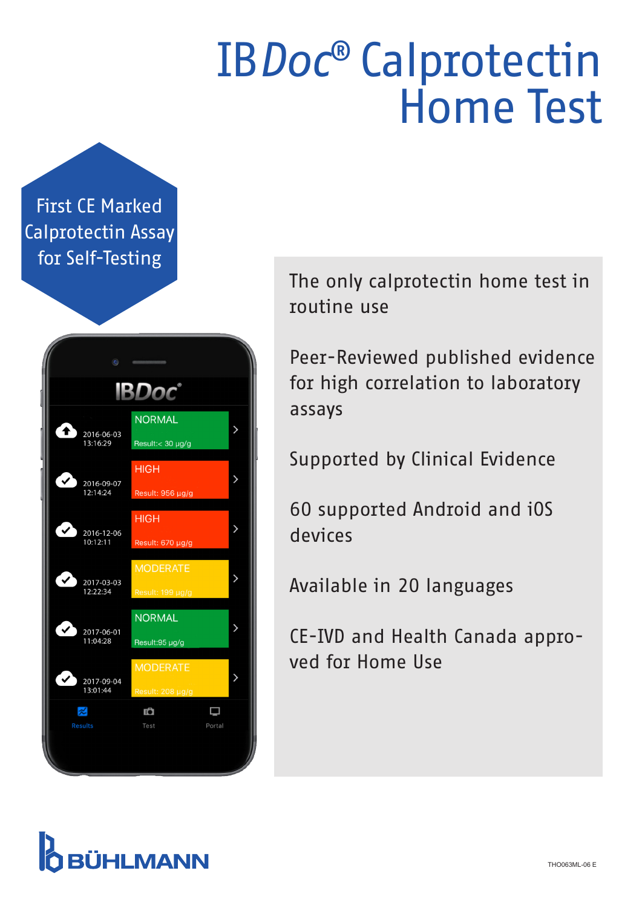# IBDoc® Calprotectin Home Test

First CE Marked Calprotectin Assay for Self-Testing

IBDoc

| Date | Status | Result |
|---|---|---|
| 2016-06-03 13:16:29 | NORMAL | Result:< 30 µg/g |
| 2016-09-07 12:14:24 | HIGH | Result: 956 µg/g |
| 2016-12-06 10:12:11 | HIGH | Result: 670 µg/g |
| 2017-03-03 12:22:34 | MODERATE | Result: 199 µg/g |
| 2017-06-01 11:04:28 | NORMAL | Result:95 µg/g |
| 2017-09-04 13:01:44 | MODERATE | Result: 208 µg/g |

Results Test Portal

The only calprotectin home test in routine use

Peer-Reviewed published evidence for high correlation to laboratory assays

Supported by Clinical Evidence

60 supported Android and iOS devices

Available in 20 languages

CE-IVD and Health Canada approved for Home Use

BÜHLMANN

THO063ML-06 E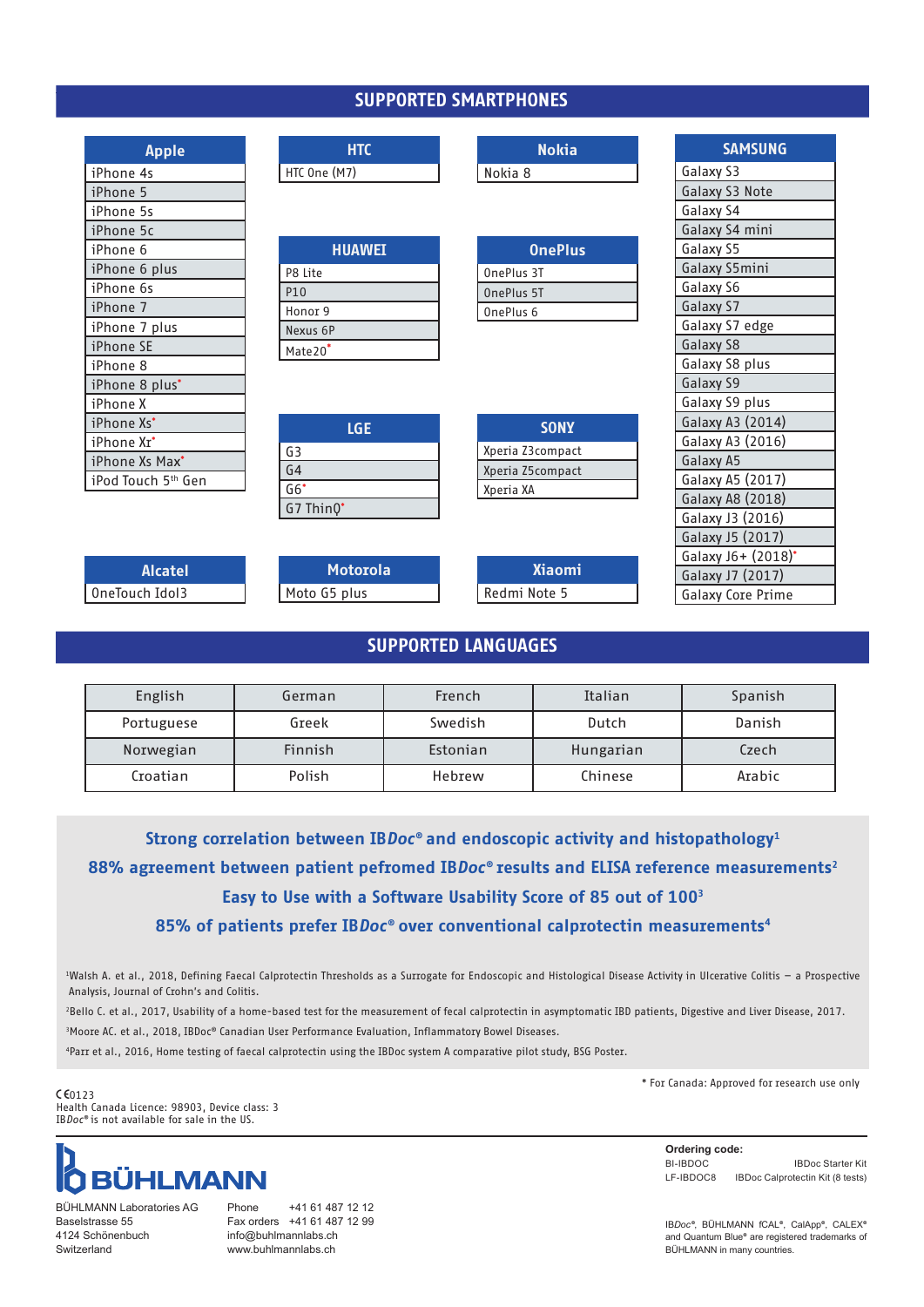## SUPPORTED SMARTPHONES

| Apple |
|---|
| iPhone 4s |
| iPhone 5 |
| iPhone 5s |
| iPhone 5c |
| iPhone 6 |
| iPhone 6 plus |
| iPhone 6s |
| iPhone 7 |
| iPhone 7 plus |
| iPhone SE |
| iPhone 8 |
| iPhone 8 plus* |
| iPhone X |
| iPhone Xs* |
| iPhone Xr* |
| iPhone Xs Max* |
| iPod Touch 5th Gen |

| HTC |
|---|
| HTC One (M7) |

| Nokia |
|---|
| Nokia 8 |

| HUAWEI |
|---|
| P8 Lite |
| P10 |
| Honor 9 |
| Nexus 6P |
| Mate20* |

| OnePlus |
|---|
| OnePlus 3T |
| OnePlus 5T |
| OnePlus 6 |

| LGE |
|---|
| G3 |
| G4 |
| G6* |
| G7 ThinQ* |

| SONY |
|---|
| Xperia Z3compact |
| Xperia Z5compact |
| Xperia XA |

| Alcatel |
|---|
| OneTouch Idol3 |

| Motorola |
|---|
| Moto G5 plus |

| Xiaomi |
|---|
| Redmi Note 5 |

| SAMSUNG |
|---|
| Galaxy S3 |
| Galaxy S3 Note |
| Galaxy S4 |
| Galaxy S4 mini |
| Galaxy S5 |
| Galaxy S5mini |
| Galaxy S6 |
| Galaxy S7 |
| Galaxy S7 edge |
| Galaxy S8 |
| Galaxy S8 plus |
| Galaxy S9 |
| Galaxy S9 plus |
| Galaxy A3 (2014) |
| Galaxy A3 (2016) |
| Galaxy A5 |
| Galaxy A5 (2017) |
| Galaxy A8 (2018) |
| Galaxy J3 (2016) |
| Galaxy J5 (2017) |
| Galaxy J6+ (2018)* |
| Galaxy J7 (2017) |
| Galaxy Core Prime |

## SUPPORTED LANGUAGES

| | | | | |
|---|---|---|---|---|
| English | German | French | Italian | Spanish |
| Portuguese | Greek | Swedish | Dutch | Danish |
| Norwegian | Finnish | Estonian | Hungarian | Czech |
| Croatian | Polish | Hebrew | Chinese | Arabic |

**Strong correlation between IB*Doc*® and endoscopic activity and histopathology[1]**

**88% agreement between patient pefromed IB*Doc*® results and ELISA reference measurements[2]**

**Easy to Use with a Software Usability Score of 85 out of 100[3]**

**85% of patients prefer IB*Doc*® over conventional calprotectin measurements[4]**

[1]Walsh A. et al., 2018, Defining Faecal Calprotectin Thresholds as a Surrogate for Endoscopic and Histological Disease Activity in Ulcerative Colitis – a Prospective Analysis, Journal of Crohn's and Colitis.

[2]Bello C. et al., 2017, Usability of a home-based test for the measurement of fecal calprotectin in asymptomatic IBD patients, Digestive and Liver Disease, 2017.

[3]Moore AC. et al., 2018, IBDoc® Canadian User Performance Evaluation, Inflammatory Bowel Diseases.

[4]Parr et al., 2016, Home testing of faecal calprotectin using the IBDoc system A comparative pilot study, BSG Poster.

\* For Canada: Approved for research use only

CE0123
Health Canada Licence: 98903, Device class: 3
IB*Doc*® is not available for sale in the US.

BÜHLMANN

BÜHLMANN Laboratories AG
Baselstrasse 55
4124 Schönenbuch
Switzerland

Phone +41 61 487 12 12
Fax orders +41 61 487 12 99
info@buhlmannlabs.ch
www.buhlmannlabs.ch

**Ordering code:**

| | |
|---|---|
| BI-IBDOC | IBDoc Starter Kit |
| LF-IBDOC8 | IBDoc Calprotectin Kit (8 tests) |

IB*Doc*®, BÜHLMANN fCAL®, CalApp®, CALEX® and Quantum Blue® are registered trademarks of BÜHLMANN in many countries.